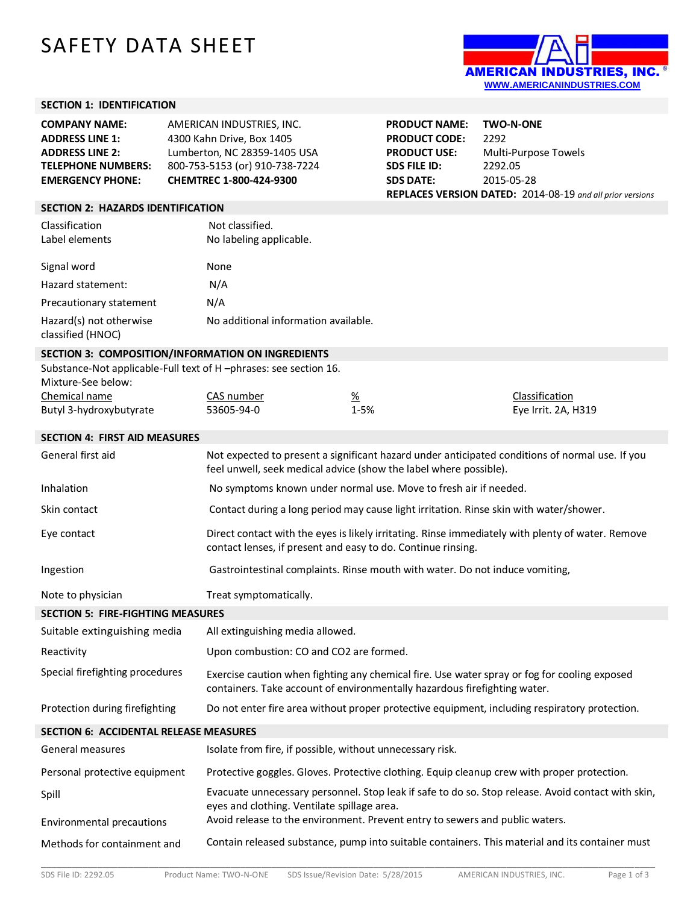# SAFETY DATA SHEET

AMERICAN INDUSTRIES, INC.®
WWW.AMERICANINDUSTRIES.COM

## SECTION 1: IDENTIFICATION

| | | | |
|---|---|---|---|
| **COMPANY NAME:** | AMERICAN INDUSTRIES, INC. | **PRODUCT NAME:** | **TWO-N-ONE** |
| **ADDRESS LINE 1:** | 4300 Kahn Drive, Box 1405 | **PRODUCT CODE:** | 2292 |
| **ADDRESS LINE 2:** | Lumberton, NC 28359-1405 USA | **PRODUCT USE:** | Multi-Purpose Towels |
| **TELEPHONE NUMBERS:** | 800-753-5153 (or) 910-738-7224 | **SDS FILE ID:** | 2292.05 |
| **EMERGENCY PHONE:** | **CHEMTREC 1-800-424-9300** | **SDS DATE:** | 2015-05-28 |

**REPLACES VERSION DATED:** 2014-08-19 *and all prior versions*

## SECTION 2: HAZARDS IDENTIFICATION

| | |
|---|---|
| Classification | Not classified. |
| Label elements | No labeling applicable. |
| Signal word | None |
| Hazard statement: | N/A |
| Precautionary statement | N/A |
| Hazard(s) not otherwise classified (HNOC) | No additional information available. |

## SECTION 3: COMPOSITION/INFORMATION ON INGREDIENTS

Substance-Not applicable-Full text of H –phrases: see section 16.
Mixture-See below:

| Chemical name | CAS number | % | Classification |
|---|---|---|---|
| Butyl 3-hydroxybutyrate | 53605-94-0 | 1-5% | Eye Irrit. 2A, H319 |

## SECTION 4: FIRST AID MEASURES

| | |
|---|---|
| General first aid | Not expected to present a significant hazard under anticipated conditions of normal use. If you feel unwell, seek medical advice (show the label where possible). |
| Inhalation | No symptoms known under normal use. Move to fresh air if needed. |
| Skin contact | Contact during a long period may cause light irritation. Rinse skin with water/shower. |
| Eye contact | Direct contact with the eyes is likely irritating. Rinse immediately with plenty of water. Remove contact lenses, if present and easy to do. Continue rinsing. |
| Ingestion | Gastrointestinal complaints. Rinse mouth with water. Do not induce vomiting, |
| Note to physician | Treat symptomatically. |

## SECTION 5: FIRE-FIGHTING MEASURES

| | |
|---|---|
| Suitable extinguishing media | All extinguishing media allowed. |
| Reactivity | Upon combustion: CO and $CO_2$ are formed. |
| Special firefighting procedures | Exercise caution when fighting any chemical fire. Use water spray or fog for cooling exposed containers. Take account of environmentally hazardous firefighting water. |
| Protection during firefighting | Do not enter fire area without proper protective equipment, including respiratory protection. |

## SECTION 6: ACCIDENTAL RELEASE MEASURES

| | |
|---|---|
| General measures | Isolate from fire, if possible, without unnecessary risk. |
| Personal protective equipment | Protective goggles. Gloves. Protective clothing. Equip cleanup crew with proper protection. |
| Spill | Evacuate unnecessary personnel. Stop leak if safe to do so. Stop release. Avoid contact with skin, eyes and clothing. Ventilate spillage area. |
| Environmental precautions | Avoid release to the environment. Prevent entry to sewers and public waters. |
| Methods for containment and | Contain released substance, pump into suitable containers. This material and its container must |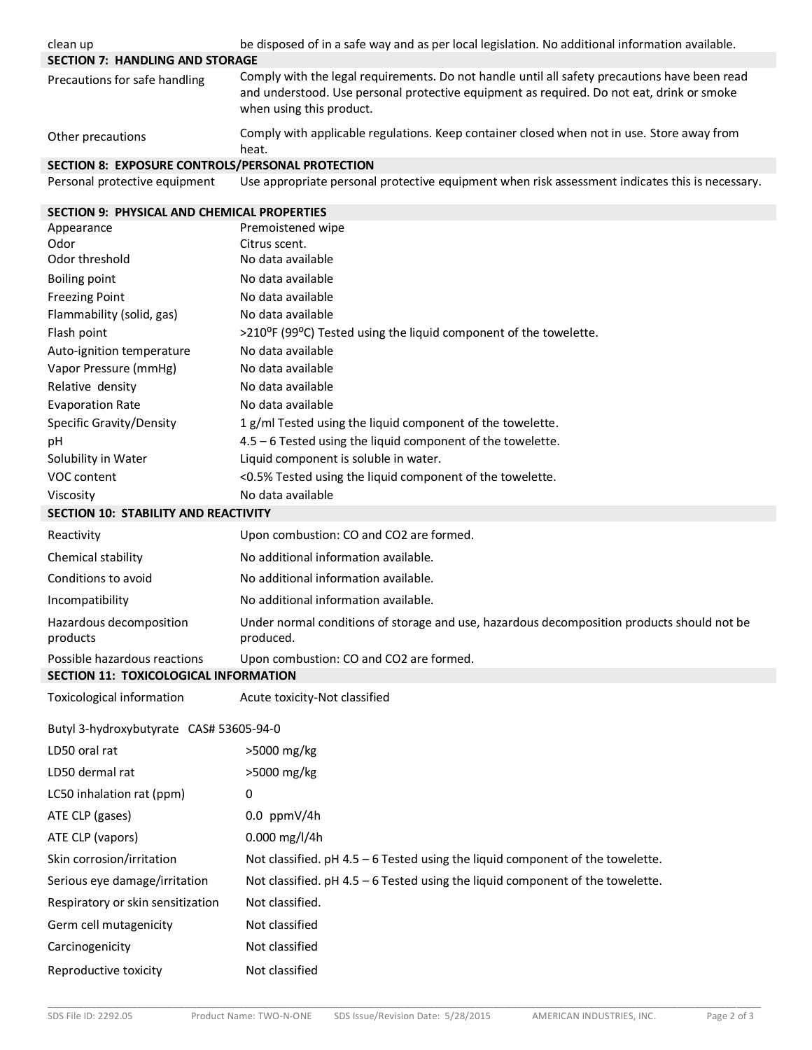| | |
|---|---|
| clean up | be disposed of in a safe way and as per local legislation. No additional information available. |

## SECTION 7: HANDLING AND STORAGE

| | |
|---|---|
| Precautions for safe handling | Comply with the legal requirements. Do not handle until all safety precautions have been read and understood. Use personal protective equipment as required. Do not eat, drink or smoke when using this product. |
| Other precautions | Comply with applicable regulations. Keep container closed when not in use. Store away from heat. |

## SECTION 8: EXPOSURE CONTROLS/PERSONAL PROTECTION

| | |
|---|---|
| Personal protective equipment | Use appropriate personal protective equipment when risk assessment indicates this is necessary. |

## SECTION 9: PHYSICAL AND CHEMICAL PROPERTIES

| | |
|---|---|
| Appearance | Premoistened wipe |
| Odor | Citrus scent. |
| Odor threshold | No data available |
| Boiling point | No data available |
| Freezing Point | No data available |
| Flammability (solid, gas) | No data available |
| Flash point | >210°F (99°C) Tested using the liquid component of the towelette. |
| Auto-ignition temperature | No data available |
| Vapor Pressure (mmHg) | No data available |
| Relative density | No data available |
| Evaporation Rate | No data available |
| Specific Gravity/Density | 1 g/ml Tested using the liquid component of the towelette. |
| pH | 4.5 – 6 Tested using the liquid component of the towelette. |
| Solubility in Water | Liquid component is soluble in water. |
| VOC content | <0.5% Tested using the liquid component of the towelette. |
| Viscosity | No data available |

## SECTION 10: STABILITY AND REACTIVITY

| | |
|---|---|
| Reactivity | Upon combustion: CO and $CO_2$ are formed. |
| Chemical stability | No additional information available. |
| Conditions to avoid | No additional information available. |
| Incompatibility | No additional information available. |
| Hazardous decomposition products | Under normal conditions of storage and use, hazardous decomposition products should not be produced. |
| Possible hazardous reactions | Upon combustion: CO and $CO_2$ are formed. |

## SECTION 11: TOXICOLOGICAL INFORMATION

| | |
|---|---|
| Toxicological information | Acute toxicity-Not classified |

Butyl 3-hydroxybutyrate CAS# 53605-94-0

| | |
|---|---|
| LD50 oral rat | >5000 mg/kg |
| LD50 dermal rat | >5000 mg/kg |
| LC50 inhalation rat (ppm) | 0 |
| ATE CLP (gases) | 0.0 ppmV/4h |
| ATE CLP (vapors) | 0.000 mg/l/4h |
| Skin corrosion/irritation | Not classified. pH 4.5 – 6 Tested using the liquid component of the towelette. |
| Serious eye damage/irritation | Not classified. pH 4.5 – 6 Tested using the liquid component of the towelette. |
| Respiratory or skin sensitization | Not classified. |
| Germ cell mutagenicity | Not classified |
| Carcinogenicity | Not classified |
| Reproductive toxicity | Not classified |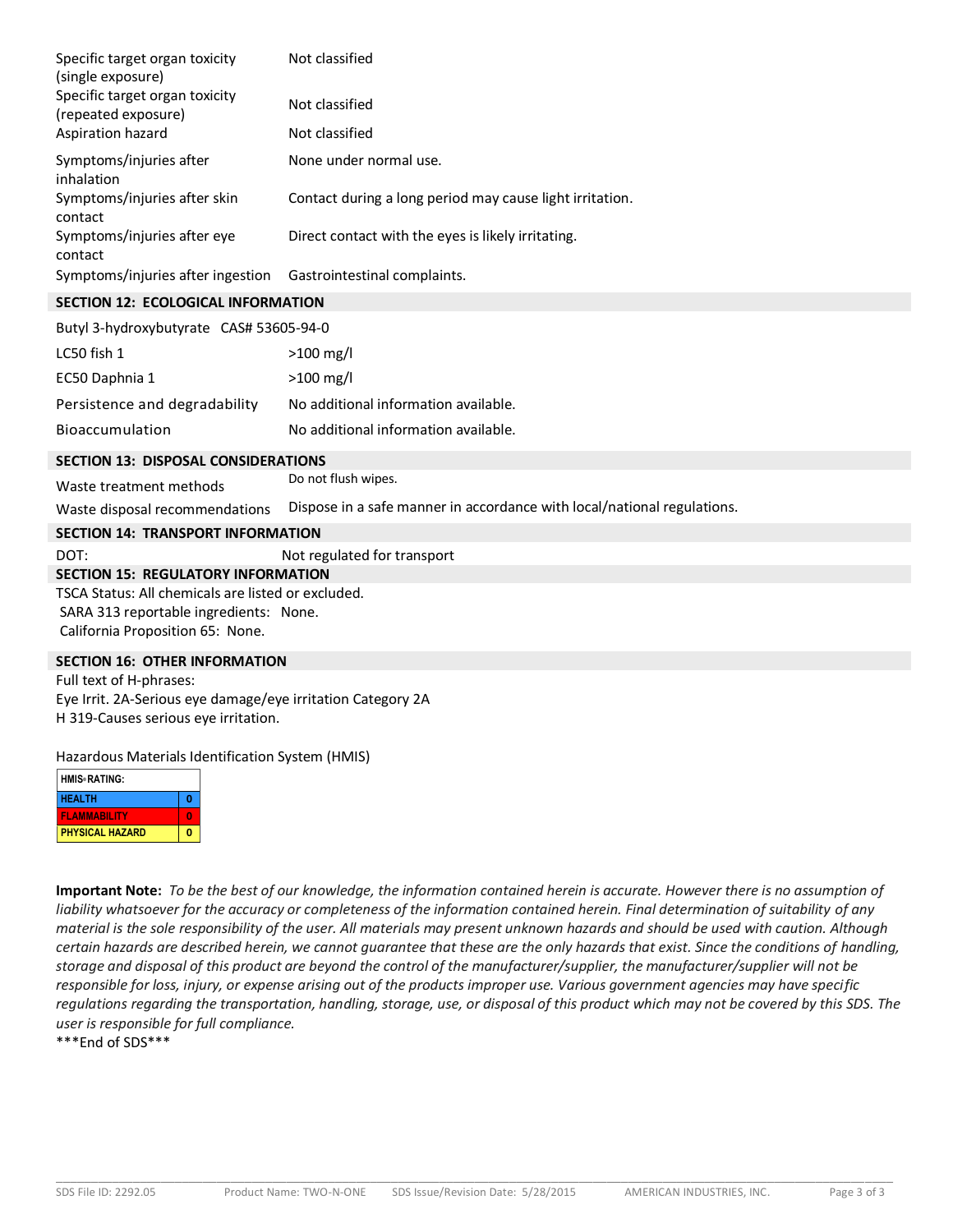| | |
|---|---|
| Specific target organ toxicity (single exposure) | Not classified |
| Specific target organ toxicity (repeated exposure) | Not classified |
| Aspiration hazard | Not classified |
| Symptoms/injuries after inhalation | None under normal use. |
| Symptoms/injuries after skin contact | Contact during a long period may cause light irritation. |
| Symptoms/injuries after eye contact | Direct contact with the eyes is likely irritating. |
| Symptoms/injuries after ingestion | Gastrointestinal complaints. |

## SECTION 12: ECOLOGICAL INFORMATION

Butyl 3-hydroxybutyrate CAS# 53605-94-0

| | |
|---|---|
| LC50 fish 1 | >100 mg/l |
| EC50 Daphnia 1 | >100 mg/l |
| Persistence and degradability | No additional information available. |
| Bioaccumulation | No additional information available. |

## SECTION 13: DISPOSAL CONSIDERATIONS

| | |
|---|---|
| Waste treatment methods | Do not flush wipes. |
| Waste disposal recommendations | Dispose in a safe manner in accordance with local/national regulations. |

## SECTION 14: TRANSPORT INFORMATION

DOT: Not regulated for transport

## SECTION 15: REGULATORY INFORMATION

TSCA Status: All chemicals are listed or excluded.
SARA 313 reportable ingredients: None.
California Proposition 65: None.

## SECTION 16: OTHER INFORMATION

Full text of H-phrases:
Eye Irrit. 2A-Serious eye damage/eye irritation Category 2A
H 319-Causes serious eye irritation.

Hazardous Materials Identification System (HMIS)

| HMIS® RATING: | |
|---|---|
| HEALTH | 0 |
| FLAMMABILITY | 0 |
| PHYSICAL HAZARD | 0 |

**Important Note:** *To be the best of our knowledge, the information contained herein is accurate. However there is no assumption of liability whatsoever for the accuracy or completeness of the information contained herein. Final determination of suitability of any material is the sole responsibility of the user. All materials may present unknown hazards and should be used with caution. Although certain hazards are described herein, we cannot guarantee that these are the only hazards that exist. Since the conditions of handling, storage and disposal of this product are beyond the control of the manufacturer/supplier, the manufacturer/supplier will not be responsible for loss, injury, or expense arising out of the products improper use. Various government agencies may have specific regulations regarding the transportation, handling, storage, use, or disposal of this product which may not be covered by this SDS. The user is responsible for full compliance.*

***End of SDS***